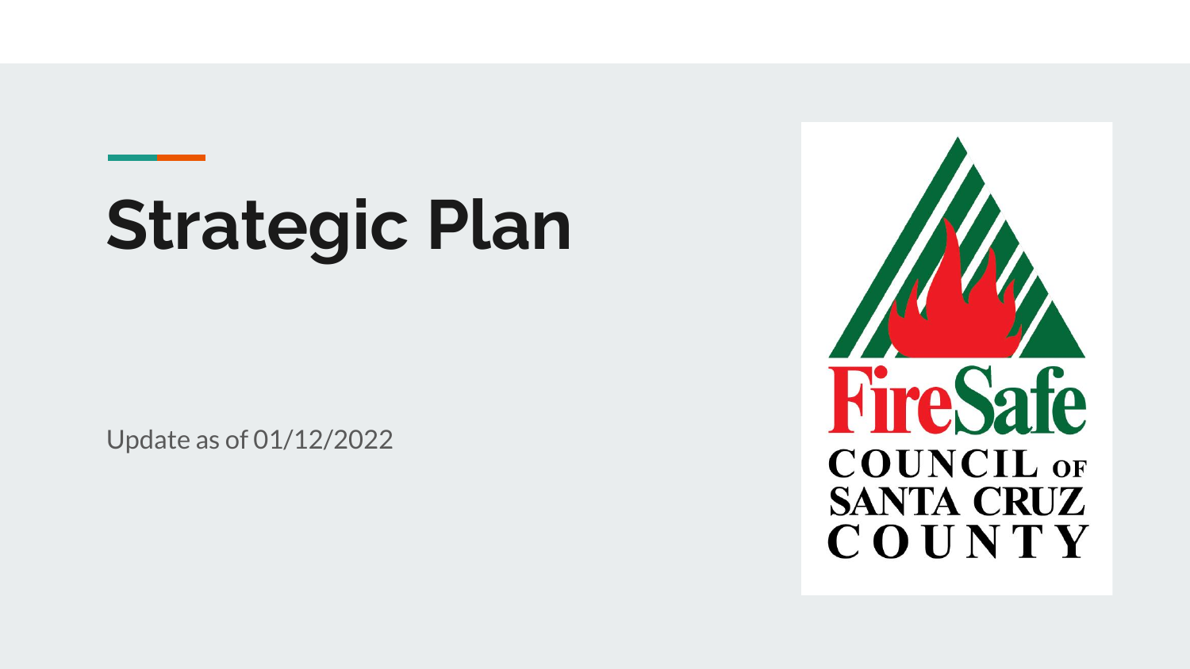# Strategic Plan

Update as of 01/12/2022

FireSafe
COUNCIL OF
SANTA CRUZ
COUNTY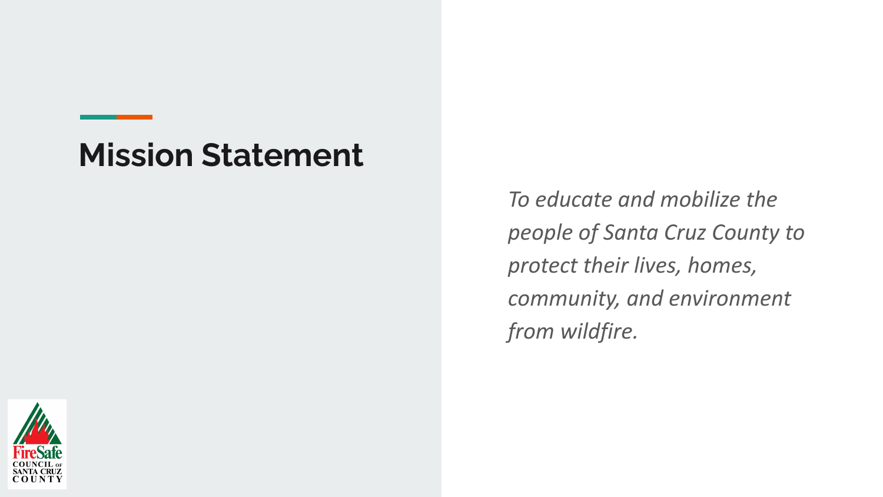## Mission Statement

*To educate and mobilize the people of Santa Cruz County to protect their lives, homes, community, and environment from wildfire.*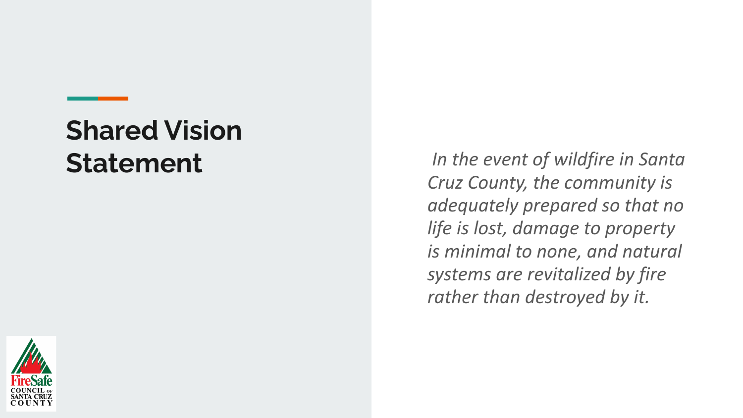# Shared Vision Statement

*In the event of wildfire in Santa Cruz County, the community is adequately prepared so that no life is lost, damage to property is minimal to none, and natural systems are revitalized by fire rather than destroyed by it.*

FireSafe COUNCIL OF SANTA CRUZ COUNTY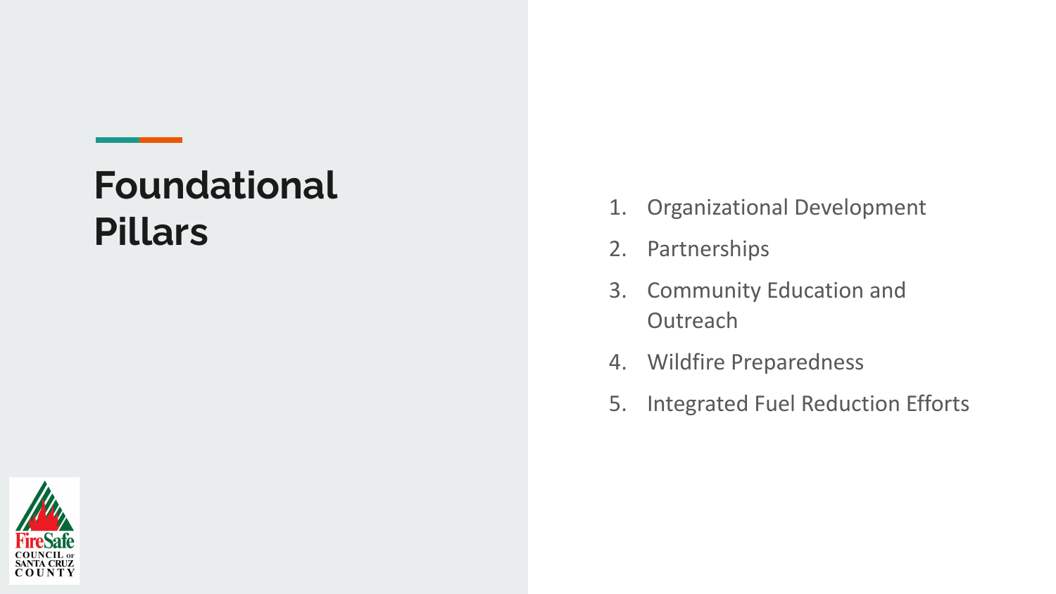# Foundational Pillars

1. Organizational Development
2. Partnerships
3. Community Education and Outreach
4. Wildfire Preparedness
5. Integrated Fuel Reduction Efforts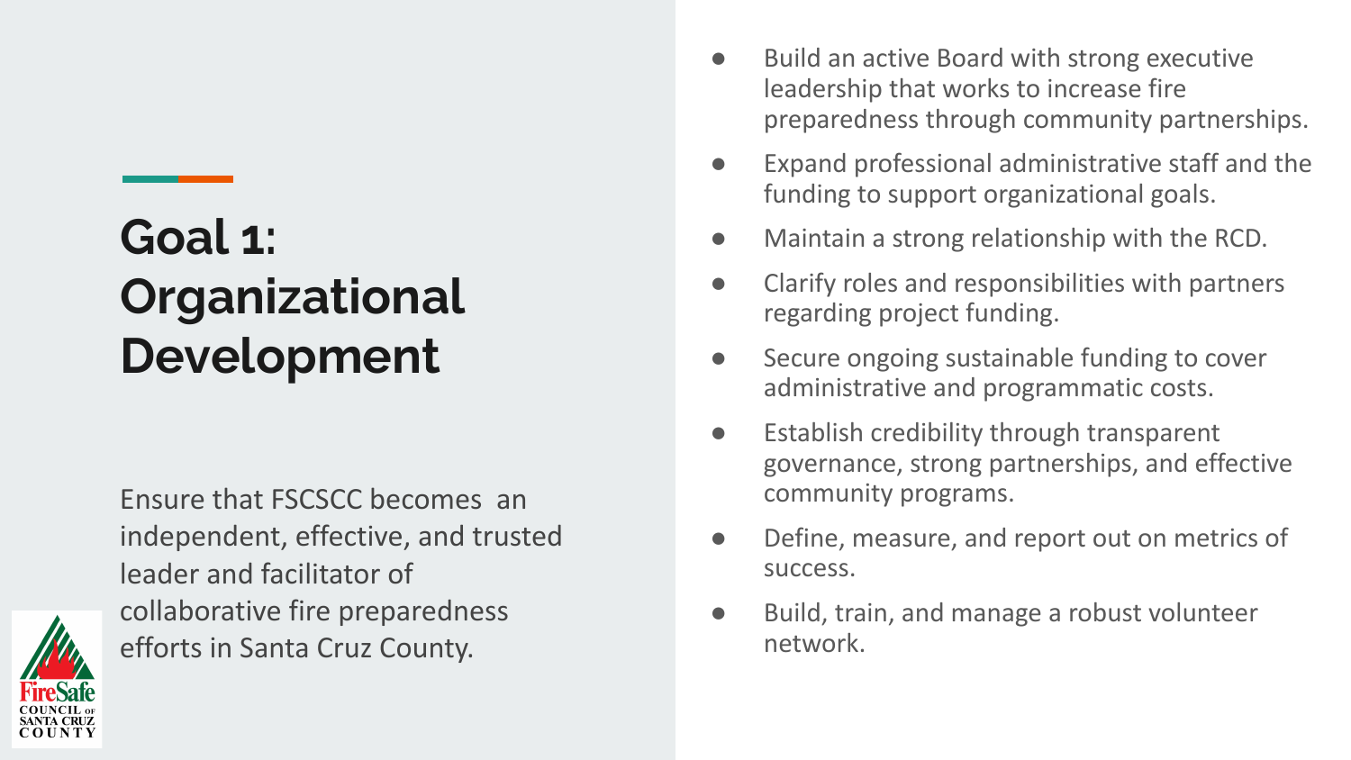# Goal 1: Organizational Development

Ensure that FSCSCC becomes an independent, effective, and trusted leader and facilitator of collaborative fire preparedness efforts in Santa Cruz County.

- Build an active Board with strong executive leadership that works to increase fire preparedness through community partnerships.
- Expand professional administrative staff and the funding to support organizational goals.
- Maintain a strong relationship with the RCD.
- Clarify roles and responsibilities with partners regarding project funding.
- Secure ongoing sustainable funding to cover administrative and programmatic costs.
- Establish credibility through transparent governance, strong partnerships, and effective community programs.
- Define, measure, and report out on metrics of success.
- Build, train, and manage a robust volunteer network.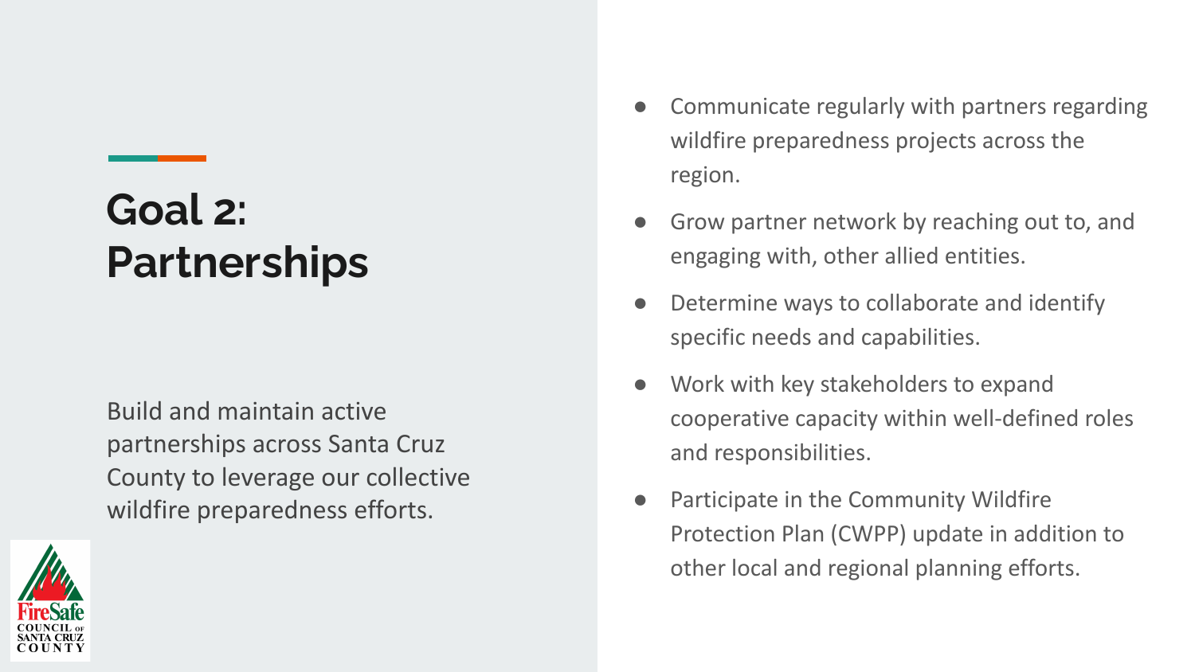# Goal 2: Partnerships

Build and maintain active partnerships across Santa Cruz County to leverage our collective wildfire preparedness efforts.

- Communicate regularly with partners regarding wildfire preparedness projects across the region.
- Grow partner network by reaching out to, and engaging with, other allied entities.
- Determine ways to collaborate and identify specific needs and capabilities.
- Work with key stakeholders to expand cooperative capacity within well-defined roles and responsibilities.
- Participate in the Community Wildfire Protection Plan (CWPP) update in addition to other local and regional planning efforts.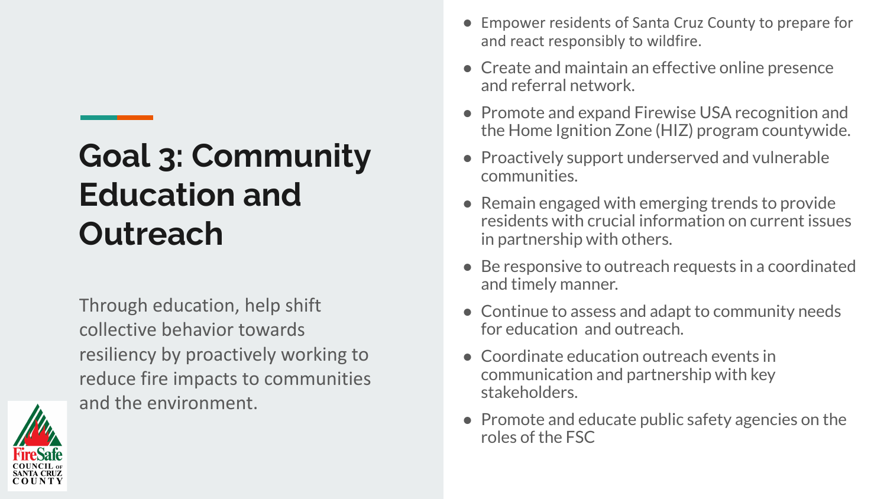# Goal 3: Community Education and Outreach

Through education, help shift collective behavior towards resiliency by proactively working to reduce fire impacts to communities and the environment.

- Empower residents of Santa Cruz County to prepare for and react responsibly to wildfire.
- Create and maintain an effective online presence and referral network.
- Promote and expand Firewise USA recognition and the Home Ignition Zone (HIZ) program countywide.
- Proactively support underserved and vulnerable communities.
- Remain engaged with emerging trends to provide residents with crucial information on current issues in partnership with others.
- Be responsive to outreach requests in a coordinated and timely manner.
- Continue to assess and adapt to community needs for education and outreach.
- Coordinate education outreach events in communication and partnership with key stakeholders.
- Promote and educate public safety agencies on the roles of the FSC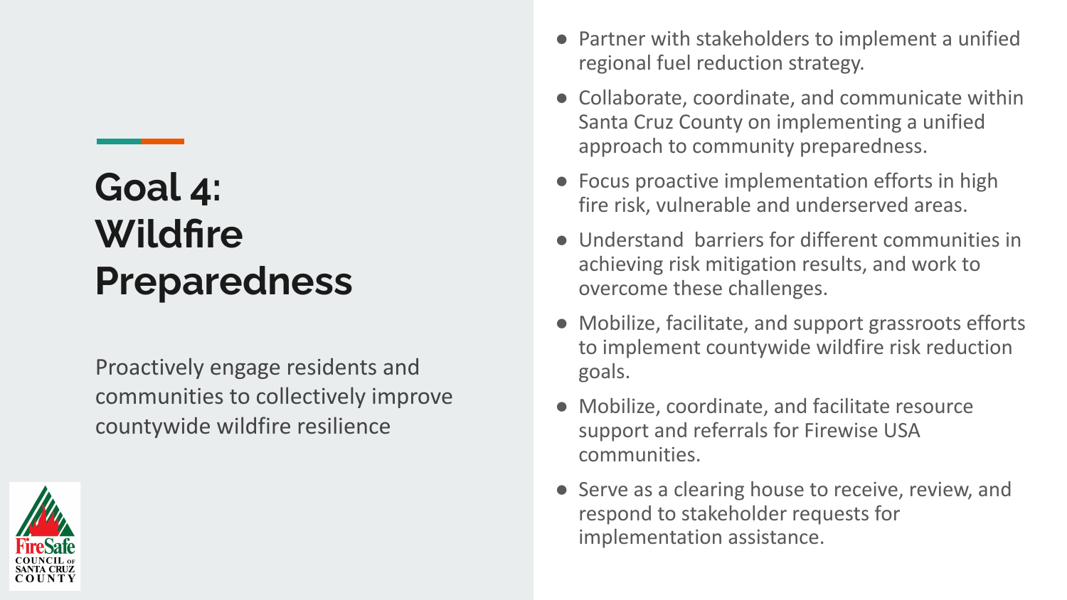# Goal 4: Wildfire Preparedness

Proactively engage residents and communities to collectively improve countywide wildfire resilience

- Partner with stakeholders to implement a unified regional fuel reduction strategy.
- Collaborate, coordinate, and communicate within Santa Cruz County on implementing a unified approach to community preparedness.
- Focus proactive implementation efforts in high fire risk, vulnerable and underserved areas.
- Understand barriers for different communities in achieving risk mitigation results, and work to overcome these challenges.
- Mobilize, facilitate, and support grassroots efforts to implement countywide wildfire risk reduction goals.
- Mobilize, coordinate, and facilitate resource support and referrals for Firewise USA communities.
- Serve as a clearing house to receive, review, and respond to stakeholder requests for implementation assistance.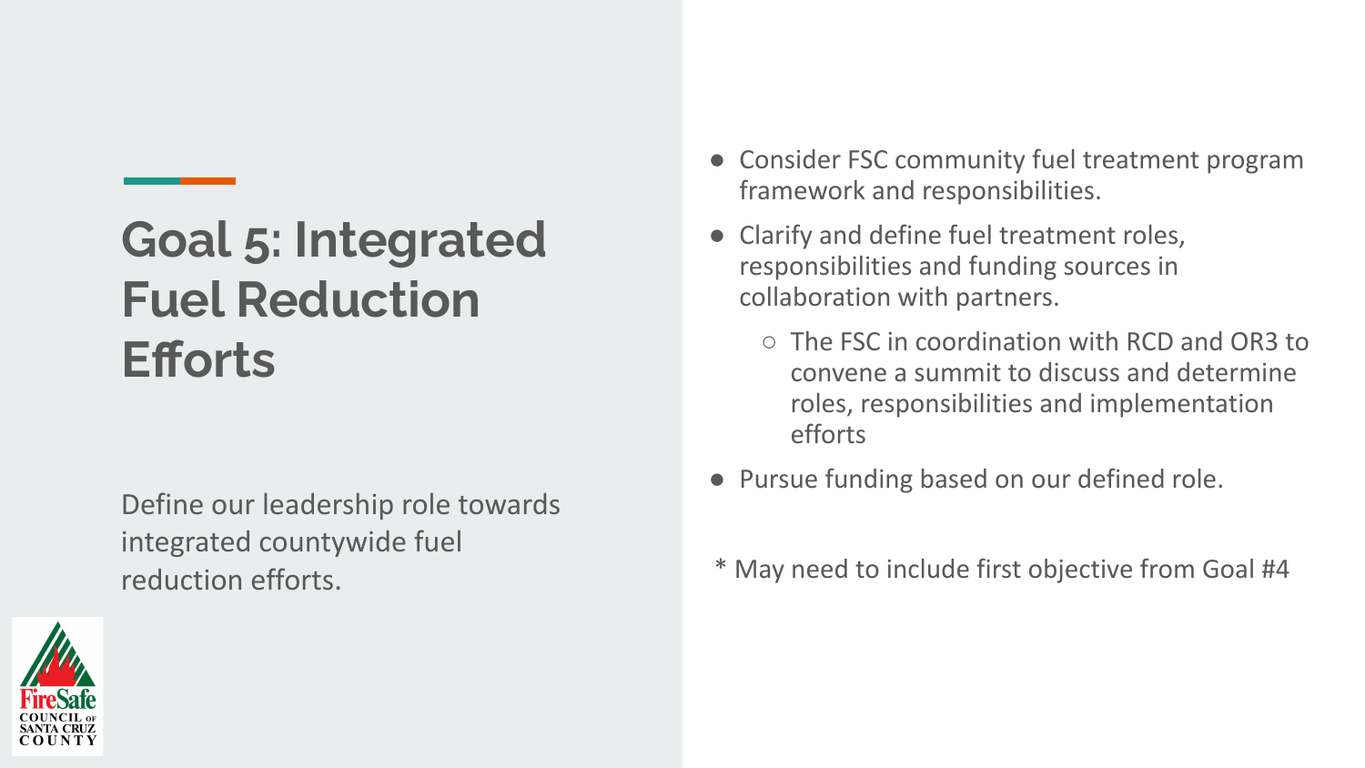# Goal 5: Integrated Fuel Reduction Efforts

Define our leadership role towards integrated countywide fuel reduction efforts.

- Consider FSC community fuel treatment program framework and responsibilities.
- Clarify and define fuel treatment roles, responsibilities and funding sources in collaboration with partners.
  - The FSC in coordination with RCD and OR3 to convene a summit to discuss and determine roles, responsibilities and implementation efforts
- Pursue funding based on our defined role.

* May need to include first objective from Goal #4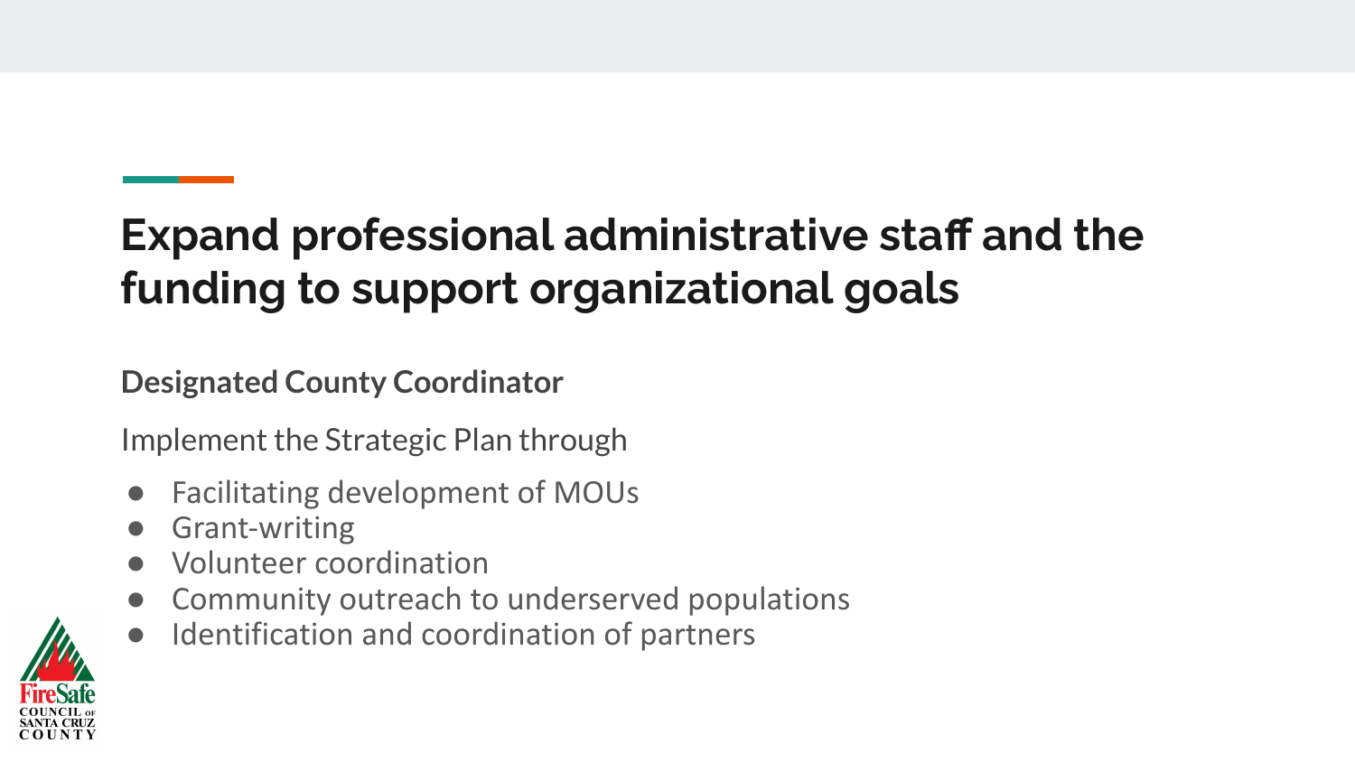# Expand professional administrative staff and the funding to support organizational goals

**Designated County Coordinator**

Implement the Strategic Plan through

- Facilitating development of MOUs
- Grant-writing
- Volunteer coordination
- Community outreach to underserved populations
- Identification and coordination of partners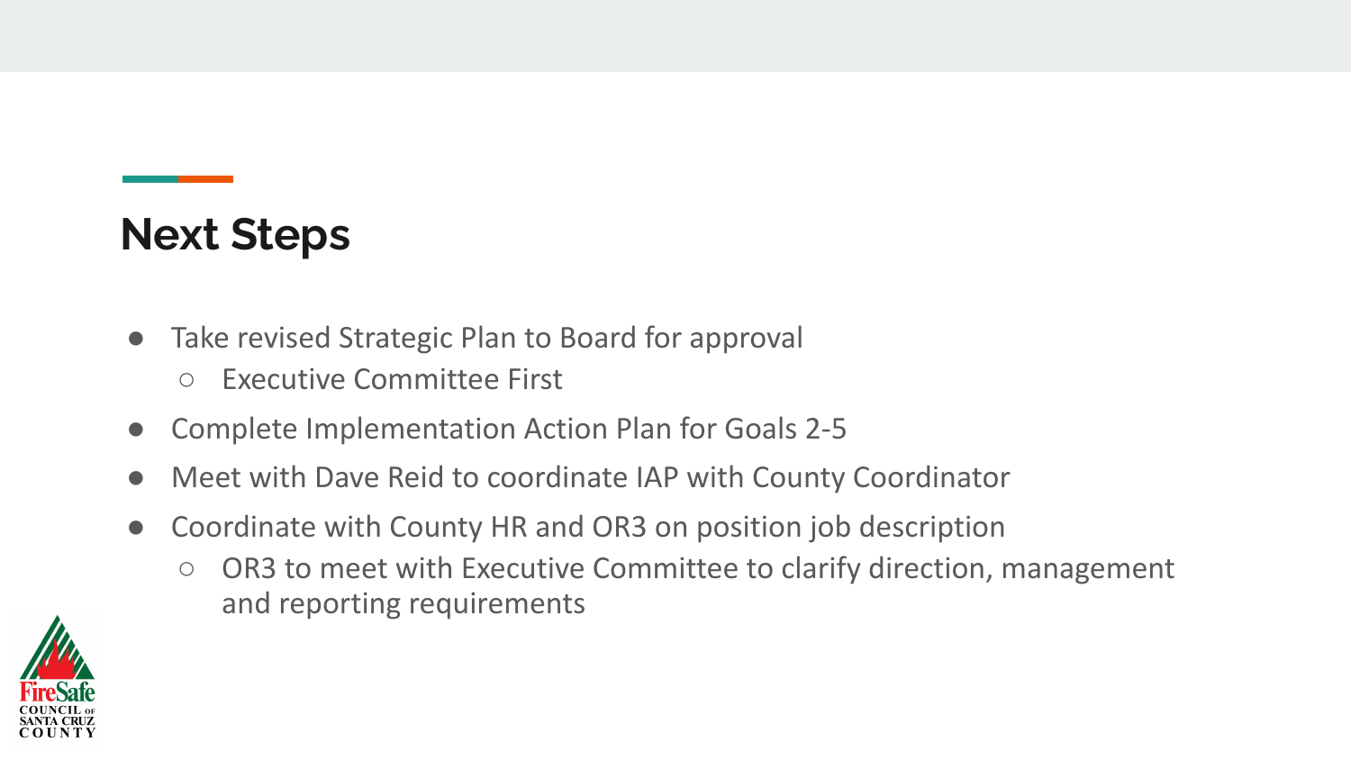## Next Steps

- Take revised Strategic Plan to Board for approval
  - Executive Committee First
- Complete Implementation Action Plan for Goals 2-5
- Meet with Dave Reid to coordinate IAP with County Coordinator
- Coordinate with County HR and OR3 on position job description
  - OR3 to meet with Executive Committee to clarify direction, management and reporting requirements